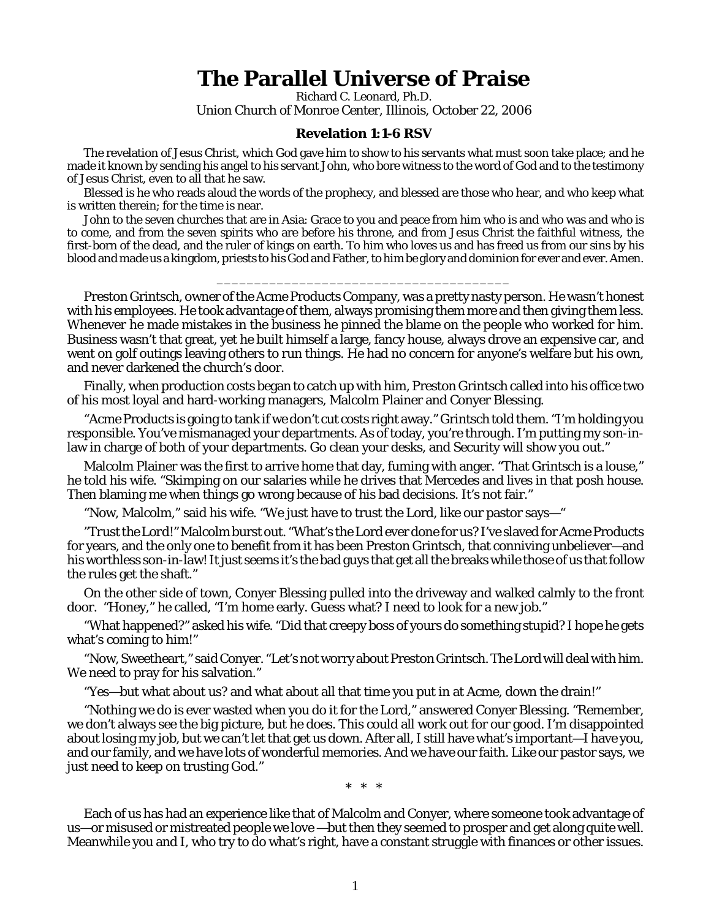# The Parallel Universe of Praise

Richard C. Leonard, Ph.D.
Union Church of Monroe Center, Illinois, October 22, 2006

### Revelation 1:1-6 RSV

The revelation of Jesus Christ, which God gave him to show to his servants what must soon take place; and he made it known by sending his angel to his servant John, who bore witness to the word of God and to the testimony of Jesus Christ, even to all that he saw.

Blessed is he who reads aloud the words of the prophecy, and blessed are those who hear, and who keep what is written therein; for the time is near.

John to the seven churches that are in Asia: Grace to you and peace from him who is and who was and who is to come, and from the seven spirits who are before his throne, and from Jesus Christ the faithful witness, the first-born of the dead, and the ruler of kings on earth. To him who loves us and has freed us from our sins by his blood and made us a kingdom, priests to his God and Father, to him be glory and dominion for ever and ever. Amen.

---

Preston Grintsch, owner of the Acme Products Company, was a pretty nasty person. He wasn't honest with his employees. He took advantage of them, always promising them more and then giving them less. Whenever he made mistakes in the business he pinned the blame on the people who worked for him. Business wasn't that great, yet he built himself a large, fancy house, always drove an expensive car, and went on golf outings leaving others to run things. He had no concern for anyone's welfare but his own, and never darkened the church's door.

Finally, when production costs began to catch up with him, Preston Grintsch called into his office two of his most loyal and hard-working managers, Malcolm Plainer and Conyer Blessing.

"Acme Products is going to tank if we don't cut costs right away." Grintsch told them. "I'm holding you responsible. You've mismanaged your departments. As of today, you're through. I'm putting my son-in-law in charge of both of your departments. Go clean your desks, and Security will show you out."

Malcolm Plainer was the first to arrive home that day, fuming with anger. "That Grintsch is a louse," he told his wife. "Skimping on our salaries while he drives that Mercedes and lives in that posh house. Then blaming me when things go wrong because of his bad decisions. It's not fair."

"Now, Malcolm," said his wife. "We just have to trust the Lord, like our pastor says—"

"Trust the Lord!" Malcolm burst out. "What's the Lord ever done for us? I've slaved for Acme Products for years, and the only one to benefit from it has been Preston Grintsch, that conniving unbeliever—and his worthless son-in-law! It just seems it's the bad guys that get all the breaks while those of us that follow the rules get the shaft."

On the other side of town, Conyer Blessing pulled into the driveway and walked calmly to the front door. "Honey," he called, "I'm home early. Guess what? I need to look for a new job."

"What happened?" asked his wife. "Did that creepy boss of yours do something stupid? I hope he gets what's coming to him!"

"Now, Sweetheart," said Conyer. "Let's not worry about Preston Grintsch. The Lord will deal with him. We need to pray for his salvation."

"Yes—but what about us? and what about all that time you put in at Acme, down the drain!"

"Nothing we do is ever wasted when you do it for the Lord," answered Conyer Blessing. "Remember, we don't always see the big picture, but he does. This could all work out for our good. I'm disappointed about losing my job, but we can't let that get us down. After all, I still have what's important—I have you, and our family, and we have lots of wonderful memories. And we have our faith. Like our pastor says, we just need to keep on trusting God."

\* \* \*

Each of us has had an experience like that of Malcolm and Conyer, where someone took advantage of us—or misused or mistreated people we love —but then they seemed to prosper and get along quite well. Meanwhile you and I, who try to do what's right, have a constant struggle with finances or other issues.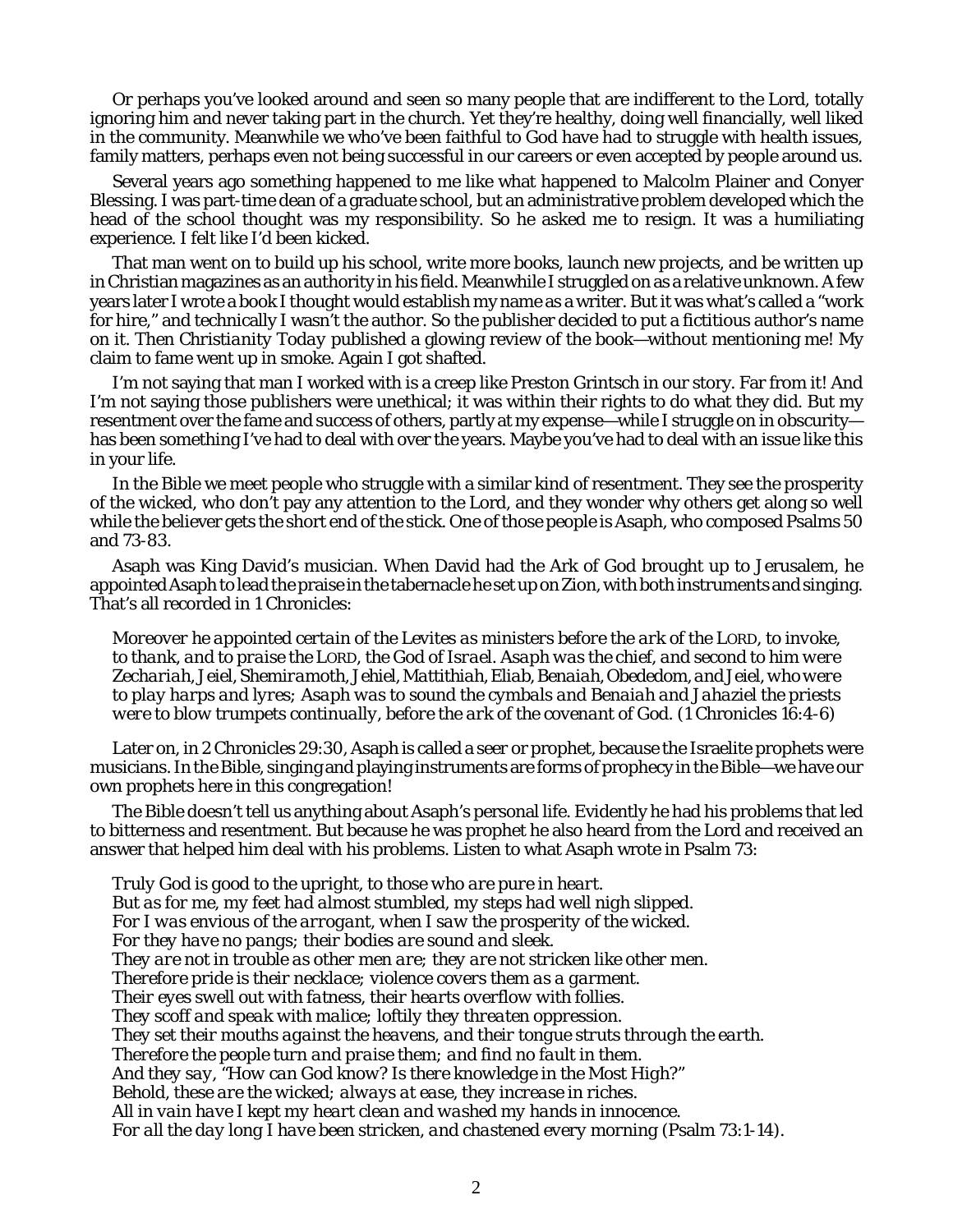Or perhaps you've looked around and seen so many people that are indifferent to the Lord, totally ignoring him and never taking part in the church. Yet they're healthy, doing well financially, well liked in the community. Meanwhile we who've been faithful to God have had to struggle with health issues, family matters, perhaps even not being successful in our careers or even accepted by people around us.

Several years ago something happened to me like what happened to Malcolm Plainer and Conyer Blessing. I was part-time dean of a graduate school, but an administrative problem developed which the head of the school thought was my responsibility. So he asked me to resign. It was a humiliating experience. I felt like I'd been kicked.

That man went on to build up his school, write more books, launch new projects, and be written up in Christian magazines as an authority in his field. Meanwhile I struggled on as a relative unknown. A few years later I wrote a book I thought would establish my name as a writer. But it was what's called a "work for hire," and technically I wasn't the author. So the publisher decided to put a fictitious author's name on it. Then *Christianity Today* published a glowing review of the book—without mentioning me! My claim to fame went up in smoke. Again I got shafted.

I'm not saying that man I worked with is a creep like Preston Grintsch in our story. Far from it! And I'm not saying those publishers were unethical; it was within their rights to do what they did. But my resentment over the fame and success of others, partly at my expense—while I struggle on in obscurity—has been something I've had to deal with over the years. Maybe you've had to deal with an issue like this in your life.

In the Bible we meet people who struggle with a similar kind of resentment. They see the prosperity of the wicked, who don't pay any attention to the Lord, and they wonder why others get along so well while the believer gets the short end of the stick. One of those people is Asaph, who composed Psalms 50 and 73-83.

Asaph was King David's musician. When David had the Ark of God brought up to Jerusalem, he appointed Asaph to lead the praise in the tabernacle he set up on Zion, with both instruments and singing. That's all recorded in 1 Chronicles:

> *Moreover he appointed certain of the Levites as ministers before the ark of the* L*ORD, to invoke, to thank, and to praise the* L*ORD, the God of Israel. Asaph was the chief, and second to him were Zechariah, Jeiel, Shemiramoth, Jehiel, Mattithiah, Eliab, Benaiah, Obededom, and Jeiel, who were to play harps and lyres; Asaph was to sound the cymbals and Benaiah and Jahaziel the priests were to blow trumpets continually, before the ark of the covenant of God.* (1 Chronicles 16:4-6)

Later on, in 2 Chronicles 29:30, Asaph is called a seer or prophet, because the Israelite prophets were musicians. In the Bible, singing and playing instruments are forms of prophecy in the Bible—we have our own prophets here in this congregation!

The Bible doesn't tell us anything about Asaph's personal life. Evidently he had his problems that led to bitterness and resentment. But because he was prophet he also heard from the Lord and received an answer that helped him deal with his problems. Listen to what Asaph wrote in Psalm 73:

> *Truly God is good to the upright, to those who are pure in heart.*
> *But as for me, my feet had almost stumbled, my steps had well nigh slipped.*
> *For I was envious of the arrogant, when I saw the prosperity of the wicked.*
> *For they have no pangs; their bodies are sound and sleek.*
> *They are not in trouble as other men are; they are not stricken like other men.*
> *Therefore pride is their necklace; violence covers them as a garment.*
> *Their eyes swell out with fatness, their hearts overflow with follies.*
> *They scoff and speak with malice; loftily they threaten oppression.*
> *They set their mouths against the heavens, and their tongue struts through the earth.*
> *Therefore the people turn and praise them; and find no fault in them.*
> *And they say, "How can God know? Is there knowledge in the Most High?"*
> *Behold, these are the wicked; always at ease, they increase in riches.*
> *All in vain have I kept my heart clean and washed my hands in innocence.*
> *For all the day long I have been stricken, and chastened every morning* (Psalm 73:1-14).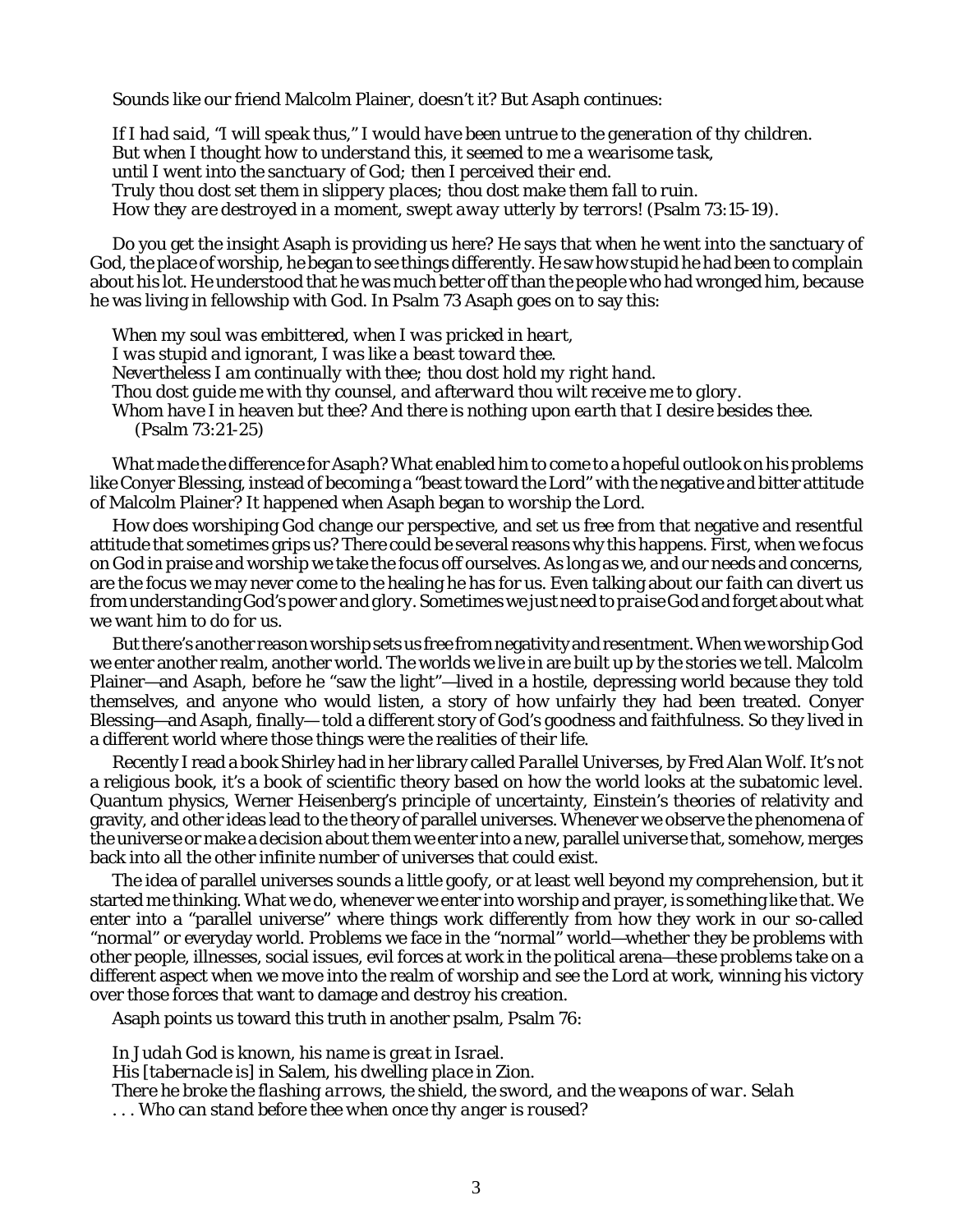Sounds like our friend Malcolm Plainer, doesn't it? But Asaph continues:

> *If I had said, "I will speak thus," I would have been untrue to the generation of thy children.*
> *But when I thought how to understand this, it seemed to me a wearisome task,*
> *until I went into the sanctuary of God; then I perceived their end.*
> *Truly thou dost set them in slippery places; thou dost make them fall to ruin.*
> *How they are destroyed in a moment, swept away utterly by terrors!* (Psalm 73:15-19).

Do you get the insight Asaph is providing us here? He says that when he went into the sanctuary of God, the place of worship, he began to see things differently. He saw how stupid he had been to complain about his lot. He understood that he was much better off than the people who had wronged him, because he was living in fellowship with God. In Psalm 73 Asaph goes on to say this:

> *When my soul was embittered, when I was pricked in heart,*
> *I was stupid and ignorant, I was like a beast toward thee.*
> *Nevertheless I am continually with thee; thou dost hold my right hand.*
> *Thou dost guide me with thy counsel, and afterward thou wilt receive me to glory.*
> *Whom have I in heaven but thee? And there is nothing upon earth that I desire besides thee.*
> (Psalm 73:21-25)

What made the difference for Asaph? What enabled him to come to a hopeful outlook on his problems like Conyer Blessing, instead of becoming a "beast toward the Lord" with the negative and bitter attitude of Malcolm Plainer? It happened when Asaph began to *worship the Lord*.

How does worshiping God change our perspective, and set us free from that negative and resentful attitude that sometimes grips us? There could be several reasons why this happens. First, when we focus on God in praise and worship we take the focus off ourselves. As long as we, and our needs and concerns, are the focus we may never come to the healing he has for us. Even talking about our *faith* can divert us from understanding God's *power and glory*. Sometimes we just need to *praise* God and forget about what we want him to do for us.

But there's another reason worship sets us free from negativity and resentment. When we worship God we enter another realm, another world. The worlds we live in are built up by the stories we tell. Malcolm Plainer—and Asaph, before he "saw the light"—lived in a hostile, depressing world because they told themselves, and anyone who would listen, a story of how unfairly they had been treated. Conyer Blessing—and Asaph, finally—told a different story of God's goodness and faithfulness. So they lived in a different world where those things were the realities of their life.

Recently I read a book Shirley had in her library called *Parallel Universes*, by Fred Alan Wolf. It's not a religious book, it's a book of scientific theory based on how the world looks at the subatomic level. Quantum physics, Werner Heisenberg's principle of uncertainty, Einstein's theories of relativity and gravity, and other ideas lead to the theory of parallel universes. Whenever we observe the phenomena of the universe or make a decision about them we enter into a new, parallel universe that, somehow, merges back into all the other infinite number of universes that could exist.

The idea of parallel universes sounds a little goofy, or at least well beyond my comprehension, but it started me thinking. What we do, whenever we enter into worship and prayer, is something like that. We enter into a "parallel universe" where things work differently from how they work in our so-called "normal" or everyday world. Problems we face in the "normal" world—whether they be problems with other people, illnesses, social issues, evil forces at work in the political arena—these problems take on a different aspect when we move into the realm of worship and see the Lord at work, winning his victory over those forces that want to damage and destroy his creation.

Asaph points us toward this truth in another psalm, Psalm 76:

> *In Judah God is known, his name is great in Israel.*
> *His [tabernacle is] in Salem, his dwelling place in Zion.*
> *There he broke the flashing arrows, the shield, the sword, and the weapons of war. Selah*
> *. . . Who can stand before thee when once thy anger is roused?*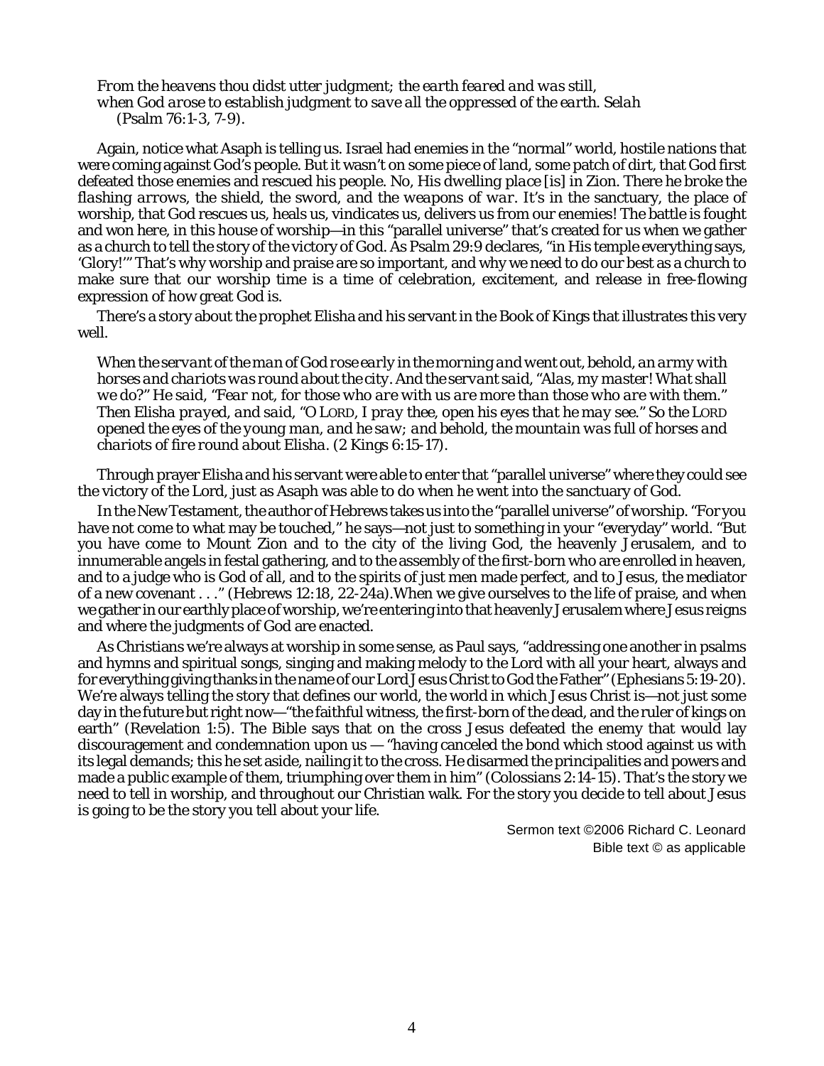*From the heavens thou didst utter judgment; the earth feared and was still,*
*when God arose to establish judgment to save all the oppressed of the earth. Selah*
(Psalm 76:1-3, 7-9).

Again, notice what Asaph is telling us. Israel had enemies in the "normal" world, hostile nations that were coming against God's people. But it wasn't on some piece of land, some patch of dirt, that God first defeated those enemies and rescued his people. No, *His dwelling place [is] in Zion. There he broke the flashing arrows, the shield, the sword, and the weapons of war.* It's in the sanctuary, the place of worship, that God rescues us, heals us, vindicates us, delivers us from our enemies! The battle is fought and won here, in this house of worship—in this "parallel universe" that's created for us when we gather as a church to tell the story of the victory of God. As Psalm 29:9 declares, "in His temple everything says, 'Glory!'" That's why worship and praise are so important, and why we need to do our best as a church to make sure that our worship time is a time of celebration, excitement, and release in free-flowing expression of how great God is.

There's a story about the prophet Elisha and his servant in the Book of Kings that illustrates this very well.

*When the servant of the man of God rose early in the morning and went out, behold, an army with horses and chariots was round about the city. And the servant said, "Alas, my master! What shall we do?" He said, "Fear not, for those who are with us are more than those who are with them." Then Elisha prayed, and said, "O LORD, I pray thee, open his eyes that he may see." So the LORD opened the eyes of the young man, and he saw; and behold, the mountain was full of horses and chariots of fire round about Elisha.* (2 Kings 6:15-17).

Through prayer Elisha and his servant were able to enter that "parallel universe" where they could see the victory of the Lord, just as Asaph was able to do when he went into the sanctuary of God.

In the New Testament, the author of Hebrews takes us into the "parallel universe" of worship. "For you have not come to what may be touched," he says—not just to something in your "everyday" world. "But you have come to Mount Zion and to the city of the living God, the heavenly Jerusalem, and to innumerable angels in festal gathering, and to the assembly of the first-born who are enrolled in heaven, and to a judge who is God of all, and to the spirits of just men made perfect, and to Jesus, the mediator of a new covenant . . ." (Hebrews 12:18, 22-24a).When we give ourselves to the life of praise, and when we gather in our earthly place of worship, we're entering into that heavenly Jerusalem where Jesus reigns and where the judgments of God are enacted.

As Christians we're always at worship in some sense, as Paul says, "addressing one another in psalms and hymns and spiritual songs, singing and making melody to the Lord with all your heart, always and for everything giving thanks in the name of our Lord Jesus Christ to God the Father" (Ephesians 5:19-20). We're always telling the story that defines our world, the world in which Jesus Christ is—not just some day in the future but right now—"the faithful witness, the first-born of the dead, and the ruler of kings on earth" (Revelation 1:5). The Bible says that on the cross Jesus defeated the enemy that would lay discouragement and condemnation upon us — "having canceled the bond which stood against us with its legal demands; this he set aside, nailing it to the cross. He disarmed the principalities and powers and made a public example of them, triumphing over them in him" (Colossians 2:14-15). That's the story we need to tell in worship, and throughout our Christian walk. For the story you decide to tell about Jesus is going to be the story you tell about your life.

Sermon text ©2006 Richard C. Leonard
Bible text © as applicable